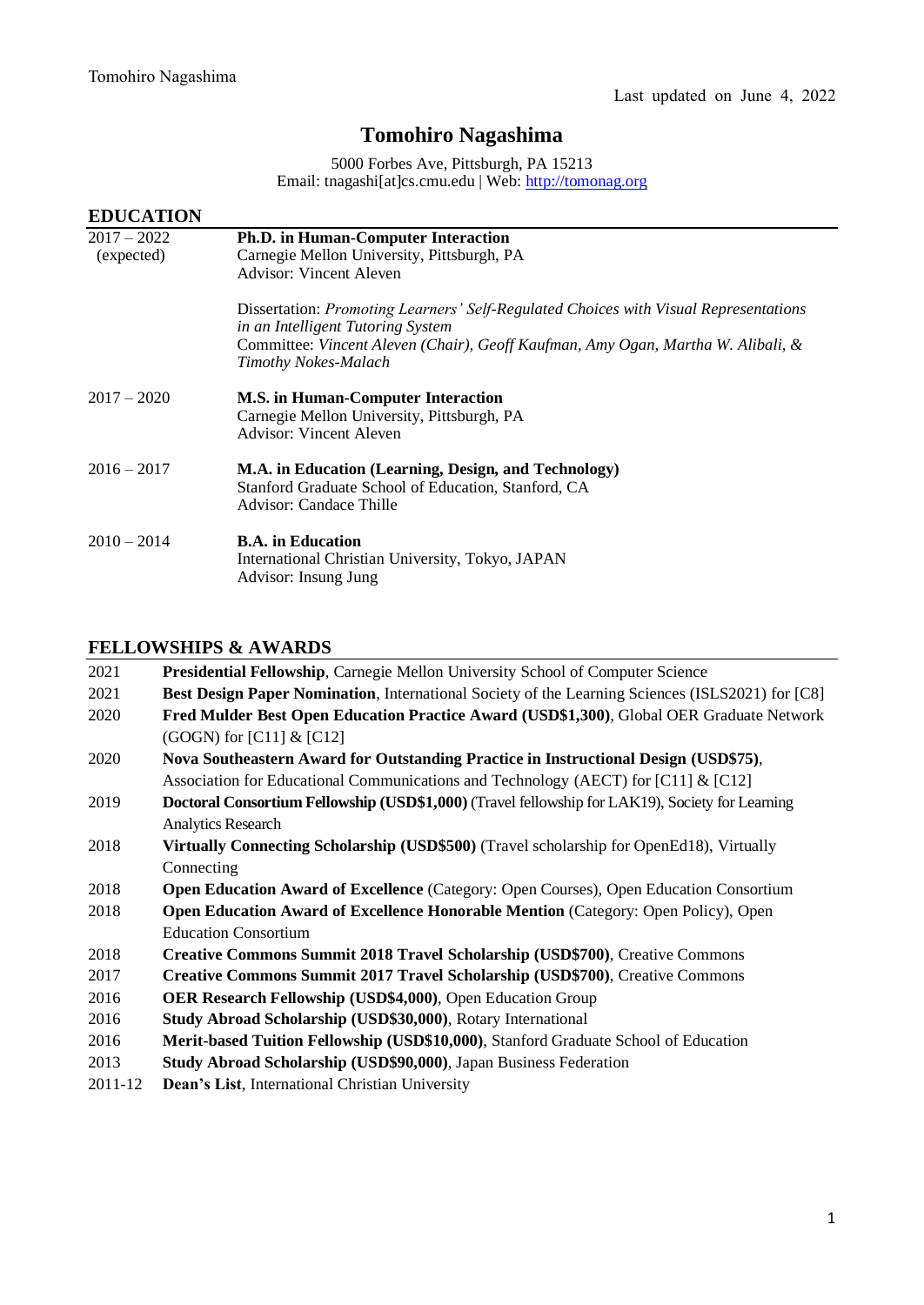Last updated on June 4, 2022

# Tomohiro Nagashima

5000 Forbes Ave, Pittsburgh, PA 15213
Email: tnagashi[at]cs.cmu.edu | Web: http://tomonag.org

## EDUCATION

**2017 – 2022 (expected)**
**Ph.D. in Human-Computer Interaction**
Carnegie Mellon University, Pittsburgh, PA
Advisor: Vincent Aleven

Dissertation: *Promoting Learners' Self-Regulated Choices with Visual Representations in an Intelligent Tutoring System*
Committee: *Vincent Aleven (Chair), Geoff Kaufman, Amy Ogan, Martha W. Alibali, & Timothy Nokes-Malach*

**2017 – 2020**
**M.S. in Human-Computer Interaction**
Carnegie Mellon University, Pittsburgh, PA
Advisor: Vincent Aleven

**2016 – 2017**
**M.A. in Education (Learning, Design, and Technology)**
Stanford Graduate School of Education, Stanford, CA
Advisor: Candace Thille

**2010 – 2014**
**B.A. in Education**
International Christian University, Tokyo, JAPAN
Advisor: Insung Jung

## FELLOWSHIPS & AWARDS

- 2021 **Presidential Fellowship**, Carnegie Mellon University School of Computer Science
- 2021 **Best Design Paper Nomination**, International Society of the Learning Sciences (ISLS2021) for [C8]
- 2020 **Fred Mulder Best Open Education Practice Award (USD$1,300)**, Global OER Graduate Network (GOGN) for [C11] & [C12]
- 2020 **Nova Southeastern Award for Outstanding Practice in Instructional Design (USD$75)**, Association for Educational Communications and Technology (AECT) for [C11] & [C12]
- 2019 **Doctoral Consortium Fellowship (USD$1,000)** (Travel fellowship for LAK19), Society for Learning Analytics Research
- 2018 **Virtually Connecting Scholarship (USD$500)** (Travel scholarship for OpenEd18), Virtually Connecting
- 2018 **Open Education Award of Excellence** (Category: Open Courses), Open Education Consortium
- 2018 **Open Education Award of Excellence Honorable Mention** (Category: Open Policy), Open Education Consortium
- 2018 **Creative Commons Summit 2018 Travel Scholarship (USD$700)**, Creative Commons
- 2017 **Creative Commons Summit 2017 Travel Scholarship (USD$700)**, Creative Commons
- 2016 **OER Research Fellowship (USD$4,000)**, Open Education Group
- 2016 **Study Abroad Scholarship (USD$30,000)**, Rotary International
- 2016 **Merit-based Tuition Fellowship (USD$10,000)**, Stanford Graduate School of Education
- 2013 **Study Abroad Scholarship (USD$90,000)**, Japan Business Federation
- 2011-12 **Dean's List**, International Christian University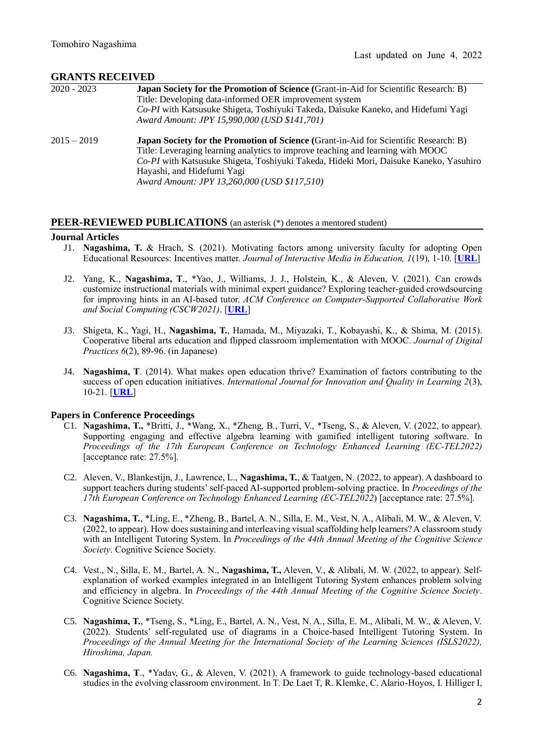## GRANTS RECEIVED

2020 - 2023 **Japan Society for the Promotion of Science (**Grant-in-Aid for Scientific Research: B)
Title: Developing data-informed OER improvement system
*Co-PI* with Katsusuke Shigeta, Toshiyuki Takeda, Daisuke Kaneko, and Hidefumi Yagi
*Award Amount: JPY 15,990,000 (USD $141,701)*

2015 – 2019 **Japan Society for the Promotion of Science (**Grant-in-Aid for Scientific Research: B)
Title: Leveraging learning analytics to improve teaching and learning with MOOC
*Co-PI* with Katsusuke Shigeta, Toshiyuki Takeda, Hideki Mori, Daisuke Kaneko, Yasuhiro Hayashi, and Hidefumi Yagi
*Award Amount: JPY 13,260,000 (USD $117,510)*

## PEER-REVIEWED PUBLICATIONS (an asterisk (*) denotes a mentored student)

### Journal Articles

J1. **Nagashima, T.** & Hrach, S. (2021). Motivating factors among university faculty for adopting Open Educational Resources: Incentives matter. *Journal of Interactive Media in Education, 1*(19), 1-10. [**URL**]

J2. Yang, K., **Nagashima, T**., *Yao, J., Williams, J. J., Holstein, K., & Aleven, V. (2021). Can crowds customize instructional materials with minimal expert guidance? Exploring teacher-guided crowdsourcing for improving hints in an AI-based tutor. *ACM Conference on Computer-Supported Collaborative Work and Social Computing (CSCW2021)*. [**URL**]

J3. Shigeta, K., Yagi, H., **Nagashima, T.**, Hamada, M., Miyazaki, T., Kobayashi, K., & Shima, M. (2015). Cooperative liberal arts education and flipped classroom implementation with MOOC. *Journal of Digital Practices 6*(2), 89-96. (in Japanese)

J4. **Nagashima, T**. (2014). What makes open education thrive? Examination of factors contributing to the success of open education initiatives. *International Journal for Innovation and Quality in Learning 2*(3), 10-21. [**URL**]

### Papers in Conference Proceedings

C1. **Nagashima, T.,** *Britti, J., *Wang, X., *Zheng, B., Turri, V., *Tseng, S., & Aleven, V. (2022, to appear). Supporting engaging and effective algebra learning with gamified intelligent tutoring software. In *Proceedings of the 17th European Conference on Technology Enhanced Learning (EC-TEL2022)* [acceptance rate: 27.5%].

C2. Aleven, V., Blankestijn, J., Lawrence, L., **Nagashima, T.**, & Taatgen, N. (2022, to appear). A dashboard to support teachers during students' self-paced AI-supported problem-solving practice. In *Proceedings of the 17th European Conference on Technology Enhanced Learning (EC-TEL2022*) [acceptance rate: 27.5%].

C3. **Nagashima, T.**, *Ling, E., *Zheng, B., Bartel, A. N., Silla, E. M., Vest, N. A., Alibali, M. W., & Aleven, V. (2022, to appear). How does sustaining and interleaving visual scaffolding help learners? A classroom study with an Intelligent Tutoring System. In *Proceedings of the 44th Annual Meeting of the Cognitive Science Society*. Cognitive Science Society.

C4. Vest., N., Silla, E. M., Bartel, A. N., **Nagashima, T.,** Aleven, V., & Alibali, M. W. (2022, to appear). Self-explanation of worked examples integrated in an Intelligent Tutoring System enhances problem solving and efficiency in algebra. In *Proceedings of the 44th Annual Meeting of the Cognitive Science Society*. Cognitive Science Society.

C5. **Nagashima, T.**, *Tseng, S., *Ling, E., Bartel, A. N., Vest, N. A., Silla, E. M., Alibali, M. W., & Aleven, V. (2022). Students' self-regulated use of diagrams in a Choice-based Intelligent Tutoring System. In *Proceedings of the Annual Meeting for the International Society of the Learning Sciences (ISLS2022), Hiroshima, Japan.*

C6. **Nagashima, T**., *Yadav, G., & Aleven, V. (2021). A framework to guide technology-based educational studies in the evolving classroom environment. In T. De Laet T, R. Klemke, C. Alario-Hoyos, I. Hilliger I,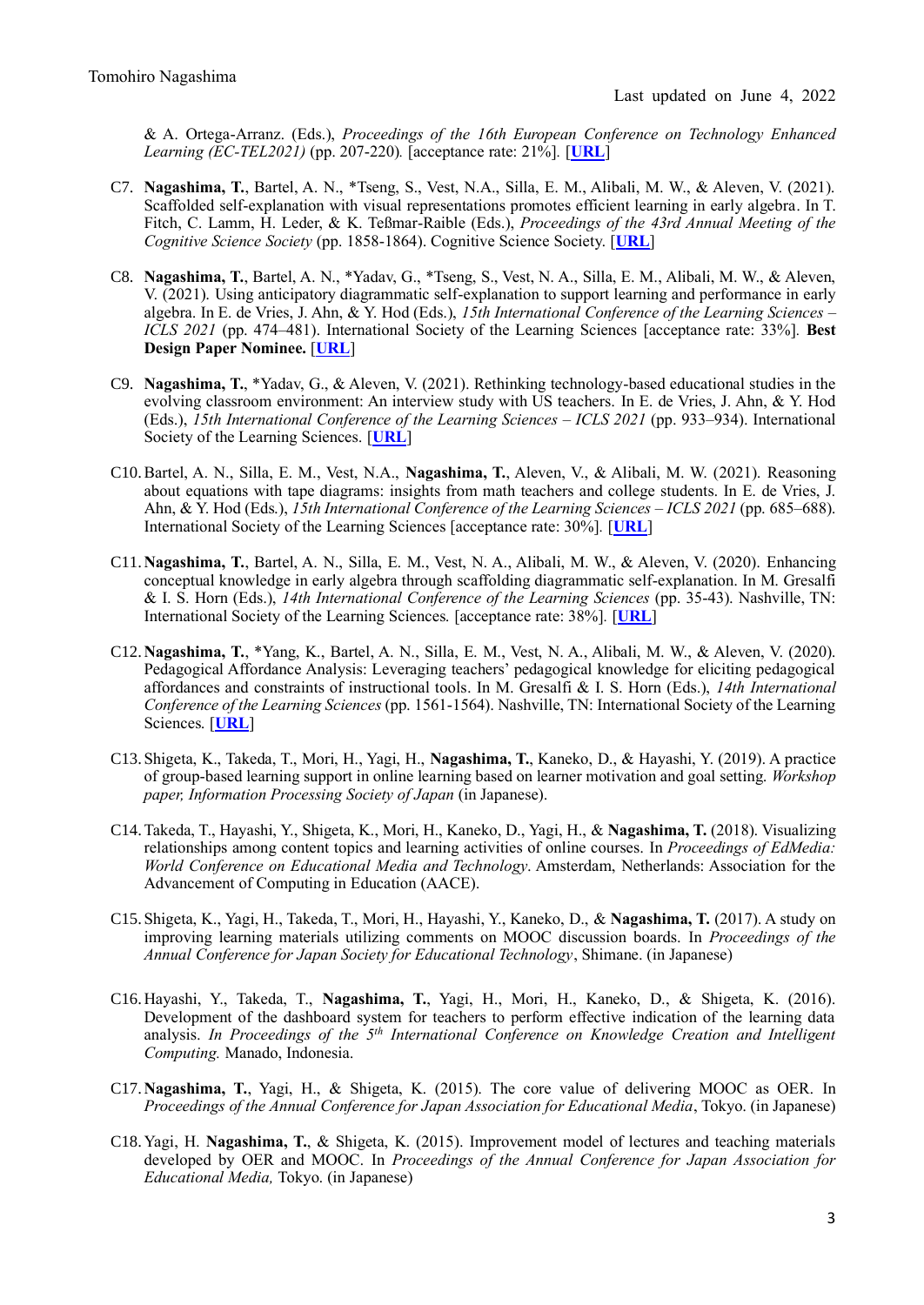& A. Ortega-Arranz. (Eds.), *Proceedings of the 16th European Conference on Technology Enhanced Learning (EC-TEL2021)* (pp. 207-220). [acceptance rate: 21%]. [**URL**]

C7. **Nagashima, T.**, Bartel, A. N., *Tseng, S., Vest, N.A., Silla, E. M., Alibali, M. W., & Aleven, V. (2021). Scaffolded self-explanation with visual representations promotes efficient learning in early algebra. In T. Fitch, C. Lamm, H. Leder, & K. Teßmar-Raible (Eds.), *Proceedings of the 43rd Annual Meeting of the Cognitive Science Society* (pp. 1858-1864). Cognitive Science Society. [**URL**]

C8. **Nagashima, T.**, Bartel, A. N., *Yadav, G., *Tseng, S., Vest, N. A., Silla, E. M., Alibali, M. W., & Aleven, V. (2021). Using anticipatory diagrammatic self-explanation to support learning and performance in early algebra. In E. de Vries, J. Ahn, & Y. Hod (Eds.), *15th International Conference of the Learning Sciences – ICLS 2021* (pp. 474–481). International Society of the Learning Sciences [acceptance rate: 33%]. **Best Design Paper Nominee.** [**URL**]

C9. **Nagashima, T.**, *Yadav, G., & Aleven, V. (2021). Rethinking technology-based educational studies in the evolving classroom environment: An interview study with US teachers. In E. de Vries, J. Ahn, & Y. Hod (Eds.), *15th International Conference of the Learning Sciences – ICLS 2021* (pp. 933–934). International Society of the Learning Sciences. [**URL**]

C10. Bartel, A. N., Silla, E. M., Vest, N.A., **Nagashima, T.**, Aleven, V., & Alibali, M. W. (2021). Reasoning about equations with tape diagrams: insights from math teachers and college students. In E. de Vries, J. Ahn, & Y. Hod (Eds.), *15th International Conference of the Learning Sciences – ICLS 2021* (pp. 685–688). International Society of the Learning Sciences [acceptance rate: 30%]. [**URL**]

C11. **Nagashima, T.**, Bartel, A. N., Silla, E. M., Vest, N. A., Alibali, M. W., & Aleven, V. (2020). Enhancing conceptual knowledge in early algebra through scaffolding diagrammatic self-explanation. In M. Gresalfi & I. S. Horn (Eds.), *14th International Conference of the Learning Sciences* (pp. 35-43). Nashville, TN: International Society of the Learning Sciences. [acceptance rate: 38%]. [**URL**]

C12. **Nagashima, T.**, *Yang, K., Bartel, A. N., Silla, E. M., Vest, N. A., Alibali, M. W., & Aleven, V. (2020). Pedagogical Affordance Analysis: Leveraging teachers' pedagogical knowledge for eliciting pedagogical affordances and constraints of instructional tools. In M. Gresalfi & I. S. Horn (Eds.), *14th International Conference of the Learning Sciences* (pp. 1561-1564). Nashville, TN: International Society of the Learning Sciences. [**URL**]

C13. Shigeta, K., Takeda, T., Mori, H., Yagi, H., **Nagashima, T.**, Kaneko, D., & Hayashi, Y. (2019). A practice of group-based learning support in online learning based on learner motivation and goal setting. *Workshop paper, Information Processing Society of Japan* (in Japanese).

C14. Takeda, T., Hayashi, Y., Shigeta, K., Mori, H., Kaneko, D., Yagi, H., & **Nagashima, T.** (2018). Visualizing relationships among content topics and learning activities of online courses. In *Proceedings of EdMedia: World Conference on Educational Media and Technology*. Amsterdam, Netherlands: Association for the Advancement of Computing in Education (AACE).

C15. Shigeta, K., Yagi, H., Takeda, T., Mori, H., Hayashi, Y., Kaneko, D., & **Nagashima, T.** (2017). A study on improving learning materials utilizing comments on MOOC discussion boards. In *Proceedings of the Annual Conference for Japan Society for Educational Technology*, Shimane. (in Japanese)

C16. Hayashi, Y., Takeda, T., **Nagashima, T.**, Yagi, H., Mori, H., Kaneko, D., & Shigeta, K. (2016). Development of the dashboard system for teachers to perform effective indication of the learning data analysis. *In Proceedings of the 5th International Conference on Knowledge Creation and Intelligent Computing.* Manado, Indonesia.

C17. **Nagashima, T.**, Yagi, H., & Shigeta, K. (2015). The core value of delivering MOOC as OER. In *Proceedings of the Annual Conference for Japan Association for Educational Media*, Tokyo. (in Japanese)

C18. Yagi, H. **Nagashima, T.**, & Shigeta, K. (2015). Improvement model of lectures and teaching materials developed by OER and MOOC. In *Proceedings of the Annual Conference for Japan Association for Educational Media,* Tokyo. (in Japanese)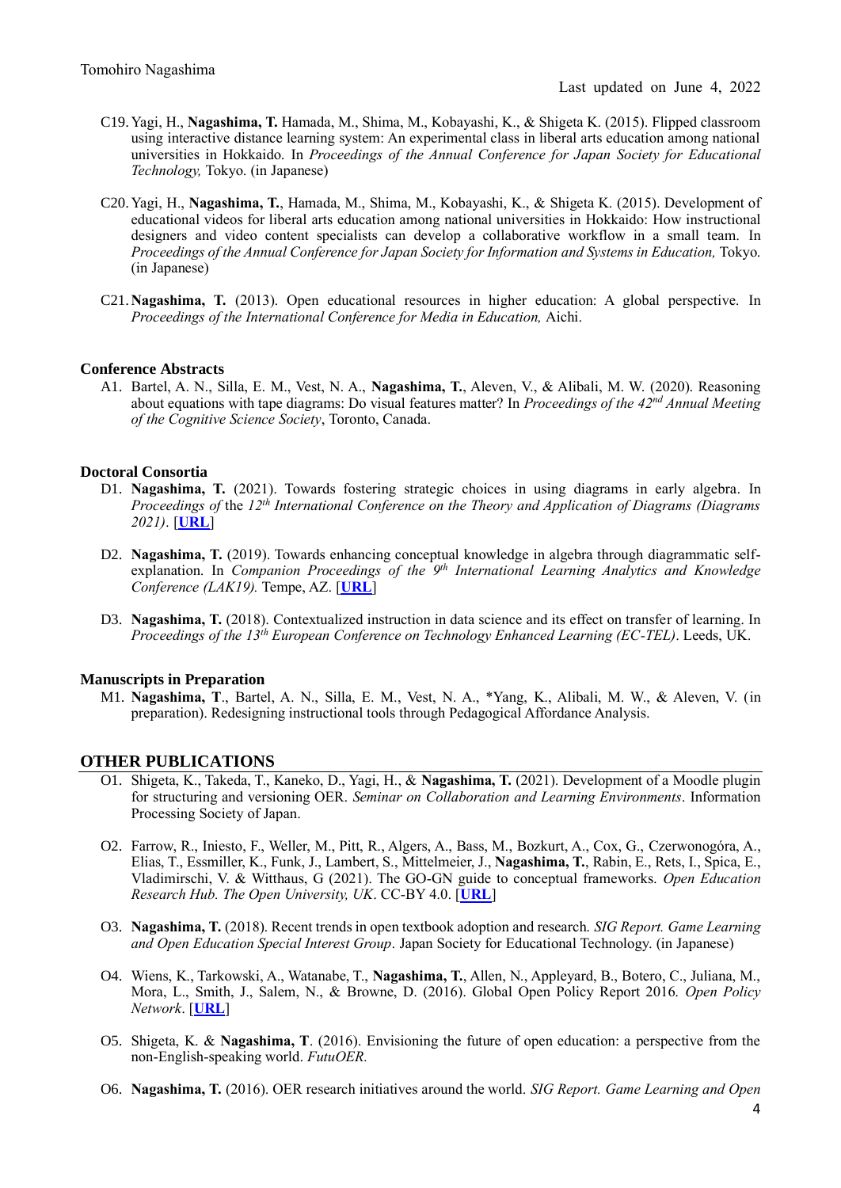C19. Yagi, H., **Nagashima, T.** Hamada, M., Shima, M., Kobayashi, K., & Shigeta K. (2015). Flipped classroom using interactive distance learning system: An experimental class in liberal arts education among national universities in Hokkaido. In *Proceedings of the Annual Conference for Japan Society for Educational Technology,* Tokyo. (in Japanese)

C20. Yagi, H., **Nagashima, T.**, Hamada, M., Shima, M., Kobayashi, K., & Shigeta K. (2015). Development of educational videos for liberal arts education among national universities in Hokkaido: How instructional designers and video content specialists can develop a collaborative workflow in a small team. In *Proceedings of the Annual Conference for Japan Society for Information and Systems in Education,* Tokyo. (in Japanese)

C21. **Nagashima, T.** (2013). Open educational resources in higher education: A global perspective. In *Proceedings of the International Conference for Media in Education,* Aichi.

### Conference Abstracts

A1. Bartel, A. N., Silla, E. M., Vest, N. A., **Nagashima, T.**, Aleven, V., & Alibali, M. W. (2020). Reasoning about equations with tape diagrams: Do visual features matter? In *Proceedings of the 42nd Annual Meeting of the Cognitive Science Society*, Toronto, Canada.

### Doctoral Consortia

D1. **Nagashima, T.** (2021). Towards fostering strategic choices in using diagrams in early algebra. In *Proceedings of* the *12th International Conference on the Theory and Application of Diagrams (Diagrams 2021)*. [**URL**]

D2. **Nagashima, T.** (2019). Towards enhancing conceptual knowledge in algebra through diagrammatic self-explanation. In *Companion Proceedings of the 9th International Learning Analytics and Knowledge Conference (LAK19).* Tempe, AZ. [**URL**]

D3. **Nagashima, T.** (2018). Contextualized instruction in data science and its effect on transfer of learning. In *Proceedings of the 13th European Conference on Technology Enhanced Learning (EC-TEL)*. Leeds, UK.

### Manuscripts in Preparation

M1. **Nagashima, T**., Bartel, A. N., Silla, E. M., Vest, N. A., *Yang, K., Alibali, M. W., & Aleven, V. (in preparation). Redesigning instructional tools through Pedagogical Affordance Analysis.

## OTHER PUBLICATIONS

O1. Shigeta, K., Takeda, T., Kaneko, D., Yagi, H., & **Nagashima, T.** (2021). Development of a Moodle plugin for structuring and versioning OER. *Seminar on Collaboration and Learning Environments*. Information Processing Society of Japan.

O2. Farrow, R., Iniesto, F., Weller, M., Pitt, R., Algers, A., Bass, M., Bozkurt, A., Cox, G., Czerwonogóra, A., Elias, T., Essmiller, K., Funk, J., Lambert, S., Mittelmeier, J., **Nagashima, T.**, Rabin, E., Rets, I., Spica, E., Vladimirschi, V. & Witthaus, G (2021). The GO-GN guide to conceptual frameworks. *Open Education Research Hub. The Open University, UK*. CC-BY 4.0. [**URL**]

O3. **Nagashima, T.** (2018). Recent trends in open textbook adoption and research. *SIG Report. Game Learning and Open Education Special Interest Group*. Japan Society for Educational Technology. (in Japanese)

O4. Wiens, K., Tarkowski, A., Watanabe, T., **Nagashima, T.**, Allen, N., Appleyard, B., Botero, C., Juliana, M., Mora, L., Smith, J., Salem, N., & Browne, D. (2016). Global Open Policy Report 2016. *Open Policy Network*. [**URL**]

O5. Shigeta, K. & **Nagashima, T**. (2016). Envisioning the future of open education: a perspective from the non-English-speaking world. *FutuOER.*

O6. **Nagashima, T.** (2016). OER research initiatives around the world. *SIG Report. Game Learning and Open*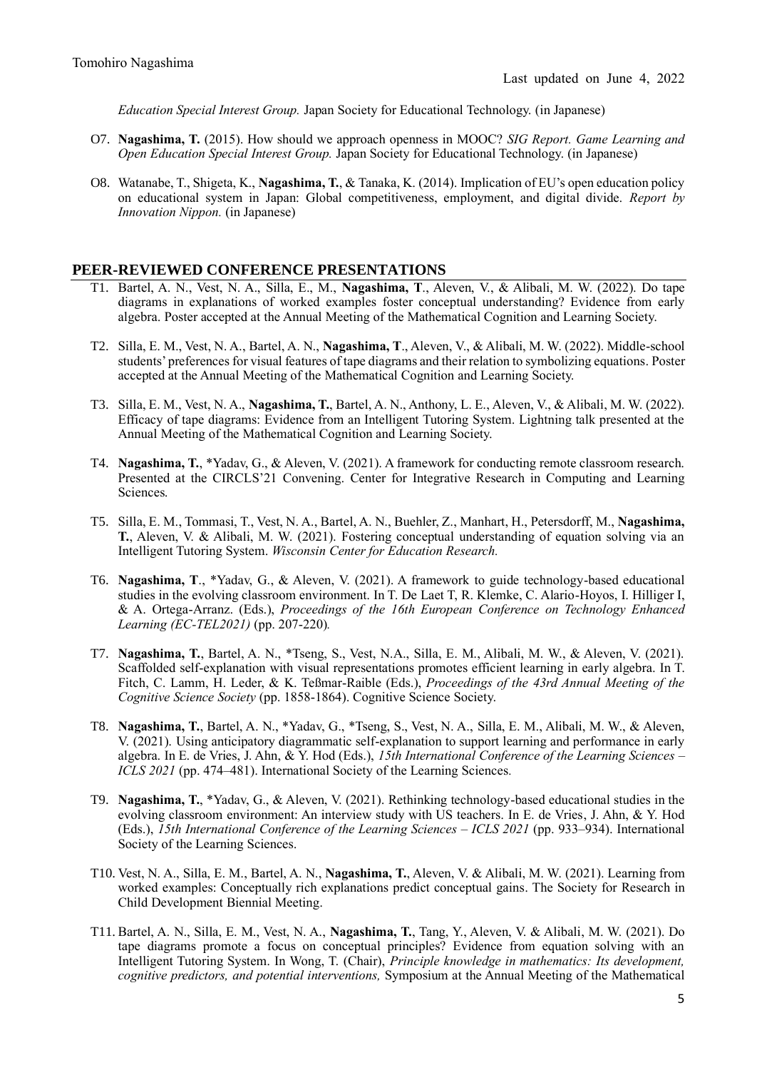*Education Special Interest Group.* Japan Society for Educational Technology. (in Japanese)

O7. **Nagashima, T.** (2015). How should we approach openness in MOOC? *SIG Report. Game Learning and Open Education Special Interest Group.* Japan Society for Educational Technology. (in Japanese)

O8. Watanabe, T., Shigeta, K., **Nagashima, T.**, & Tanaka, K. (2014). Implication of EU's open education policy on educational system in Japan: Global competitiveness, employment, and digital divide. *Report by Innovation Nippon.* (in Japanese)

## PEER-REVIEWED CONFERENCE PRESENTATIONS

T1. Bartel, A. N., Vest, N. A., Silla, E., M., **Nagashima, T**., Aleven, V., & Alibali, M. W. (2022). Do tape diagrams in explanations of worked examples foster conceptual understanding? Evidence from early algebra. Poster accepted at the Annual Meeting of the Mathematical Cognition and Learning Society.

T2. Silla, E. M., Vest, N. A., Bartel, A. N., **Nagashima, T**., Aleven, V., & Alibali, M. W. (2022). Middle-school students' preferences for visual features of tape diagrams and their relation to symbolizing equations. Poster accepted at the Annual Meeting of the Mathematical Cognition and Learning Society.

T3. Silla, E. M., Vest, N. A., **Nagashima, T.**, Bartel, A. N., Anthony, L. E., Aleven, V., & Alibali, M. W. (2022). Efficacy of tape diagrams: Evidence from an Intelligent Tutoring System. Lightning talk presented at the Annual Meeting of the Mathematical Cognition and Learning Society.

T4. **Nagashima, T.**, *Yadav, G., & Aleven, V. (2021). A framework for conducting remote classroom research. Presented at the CIRCLS'21 Convening. Center for Integrative Research in Computing and Learning Sciences.

T5. Silla, E. M., Tommasi, T., Vest, N. A., Bartel, A. N., Buehler, Z., Manhart, H., Petersdorff, M., **Nagashima, T.**, Aleven, V. & Alibali, M. W. (2021). Fostering conceptual understanding of equation solving via an Intelligent Tutoring System. *Wisconsin Center for Education Research.*

T6. **Nagashima, T**., *Yadav, G., & Aleven, V. (2021). A framework to guide technology-based educational studies in the evolving classroom environment. In T. De Laet T, R. Klemke, C. Alario-Hoyos, I. Hilliger I, & A. Ortega-Arranz. (Eds.), *Proceedings of the 16th European Conference on Technology Enhanced Learning (EC-TEL2021)* (pp. 207-220).

T7. **Nagashima, T.**, Bartel, A. N., *Tseng, S., Vest, N.A., Silla, E. M., Alibali, M. W., & Aleven, V. (2021). Scaffolded self-explanation with visual representations promotes efficient learning in early algebra. In T. Fitch, C. Lamm, H. Leder, & K. Teßmar-Raible (Eds.), *Proceedings of the 43rd Annual Meeting of the Cognitive Science Society* (pp. 1858-1864). Cognitive Science Society.

T8. **Nagashima, T.**, Bartel, A. N., *Yadav, G., *Tseng, S., Vest, N. A., Silla, E. M., Alibali, M. W., & Aleven, V. (2021). Using anticipatory diagrammatic self-explanation to support learning and performance in early algebra. In E. de Vries, J. Ahn, & Y. Hod (Eds.), *15th International Conference of the Learning Sciences – ICLS 2021* (pp. 474–481). International Society of the Learning Sciences.

T9. **Nagashima, T.**, *Yadav, G., & Aleven, V. (2021). Rethinking technology-based educational studies in the evolving classroom environment: An interview study with US teachers. In E. de Vries, J. Ahn, & Y. Hod (Eds.), *15th International Conference of the Learning Sciences – ICLS 2021* (pp. 933–934). International Society of the Learning Sciences.

T10. Vest, N. A., Silla, E. M., Bartel, A. N., **Nagashima, T.**, Aleven, V. & Alibali, M. W. (2021). Learning from worked examples: Conceptually rich explanations predict conceptual gains. The Society for Research in Child Development Biennial Meeting.

T11. Bartel, A. N., Silla, E. M., Vest, N. A., **Nagashima, T.**, Tang, Y., Aleven, V. & Alibali, M. W. (2021). Do tape diagrams promote a focus on conceptual principles? Evidence from equation solving with an Intelligent Tutoring System. In Wong, T. (Chair), *Principle knowledge in mathematics: Its development, cognitive predictors, and potential interventions,* Symposium at the Annual Meeting of the Mathematical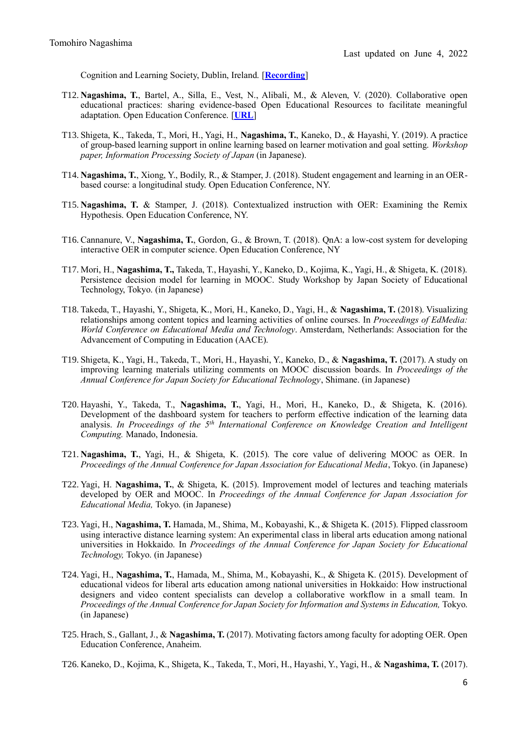Cognition and Learning Society, Dublin, Ireland. [**Recording**]

T12. **Nagashima, T.**, Bartel, A., Silla, E., Vest, N., Alibali, M., & Aleven, V. (2020). Collaborative open educational practices: sharing evidence-based Open Educational Resources to facilitate meaningful adaptation. Open Education Conference. [**URL**]

T13. Shigeta, K., Takeda, T., Mori, H., Yagi, H., **Nagashima, T.**, Kaneko, D., & Hayashi, Y. (2019). A practice of group-based learning support in online learning based on learner motivation and goal setting. *Workshop paper, Information Processing Society of Japan* (in Japanese).

T14. **Nagashima, T.**, Xiong, Y., Bodily, R., & Stamper, J. (2018). Student engagement and learning in an OER-based course: a longitudinal study. Open Education Conference, NY.

T15. **Nagashima, T.** & Stamper, J. (2018). Contextualized instruction with OER: Examining the Remix Hypothesis. Open Education Conference, NY.

T16. Cannanure, V., **Nagashima, T.**, Gordon, G., & Brown, T. (2018). QnA: a low-cost system for developing interactive OER in computer science. Open Education Conference, NY

T17. Mori, H., **Nagashima, T.,** Takeda, T., Hayashi, Y., Kaneko, D., Kojima, K., Yagi, H., & Shigeta, K. (2018). Persistence decision model for learning in MOOC. Study Workshop by Japan Society of Educational Technology, Tokyo. (in Japanese)

T18. Takeda, T., Hayashi, Y., Shigeta, K., Mori, H., Kaneko, D., Yagi, H., & **Nagashima, T.** (2018). Visualizing relationships among content topics and learning activities of online courses. In *Proceedings of EdMedia: World Conference on Educational Media and Technology*. Amsterdam, Netherlands: Association for the Advancement of Computing in Education (AACE).

T19. Shigeta, K., Yagi, H., Takeda, T., Mori, H., Hayashi, Y., Kaneko, D., & **Nagashima, T.** (2017). A study on improving learning materials utilizing comments on MOOC discussion boards. In *Proceedings of the Annual Conference for Japan Society for Educational Technology*, Shimane. (in Japanese)

T20. Hayashi, Y., Takeda, T., **Nagashima, T.**, Yagi, H., Mori, H., Kaneko, D., & Shigeta, K. (2016). Development of the dashboard system for teachers to perform effective indication of the learning data analysis. *In Proceedings of the 5th International Conference on Knowledge Creation and Intelligent Computing.* Manado, Indonesia.

T21. **Nagashima, T.**, Yagi, H., & Shigeta, K. (2015). The core value of delivering MOOC as OER. In *Proceedings of the Annual Conference for Japan Association for Educational Media*, Tokyo. (in Japanese)

T22. Yagi, H. **Nagashima, T.**, & Shigeta, K. (2015). Improvement model of lectures and teaching materials developed by OER and MOOC. In *Proceedings of the Annual Conference for Japan Association for Educational Media,* Tokyo. (in Japanese)

T23. Yagi, H., **Nagashima, T.** Hamada, M., Shima, M., Kobayashi, K., & Shigeta K. (2015). Flipped classroom using interactive distance learning system: An experimental class in liberal arts education among national universities in Hokkaido. In *Proceedings of the Annual Conference for Japan Society for Educational Technology,* Tokyo. (in Japanese)

T24. Yagi, H., **Nagashima, T.**, Hamada, M., Shima, M., Kobayashi, K., & Shigeta K. (2015). Development of educational videos for liberal arts education among national universities in Hokkaido: How instructional designers and video content specialists can develop a collaborative workflow in a small team. In *Proceedings of the Annual Conference for Japan Society for Information and Systems in Education,* Tokyo. (in Japanese)

T25. Hrach, S., Gallant, J., & **Nagashima, T.** (2017). Motivating factors among faculty for adopting OER. Open Education Conference, Anaheim.

T26. Kaneko, D., Kojima, K., Shigeta, K., Takeda, T., Mori, H., Hayashi, Y., Yagi, H., & **Nagashima, T.** (2017).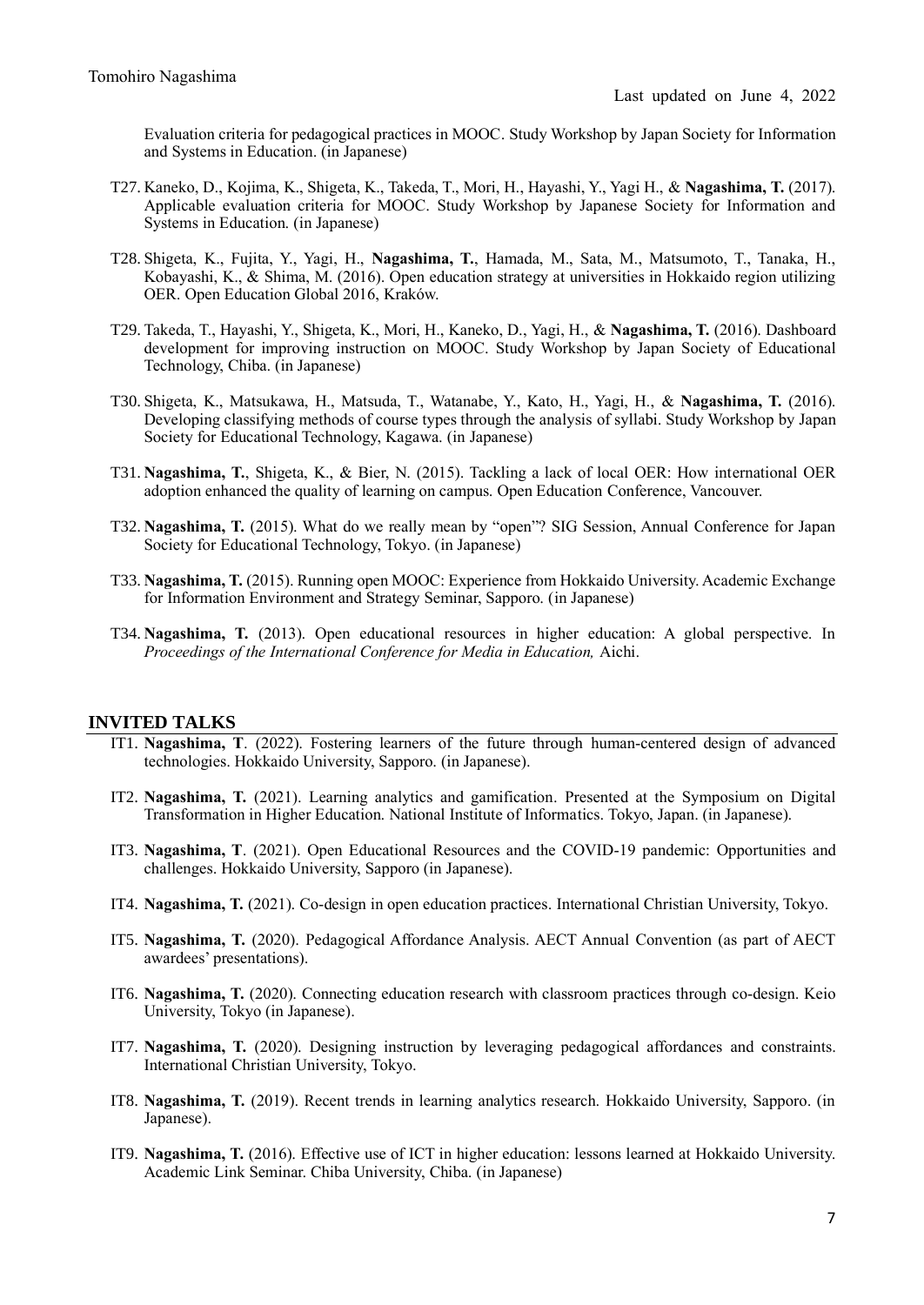Evaluation criteria for pedagogical practices in MOOC. Study Workshop by Japan Society for Information and Systems in Education. (in Japanese)

- T27. Kaneko, D., Kojima, K., Shigeta, K., Takeda, T., Mori, H., Hayashi, Y., Yagi H., & **Nagashima, T.** (2017). Applicable evaluation criteria for MOOC. Study Workshop by Japanese Society for Information and Systems in Education. (in Japanese)

- T28. Shigeta, K., Fujita, Y., Yagi, H., **Nagashima, T.**, Hamada, M., Sata, M., Matsumoto, T., Tanaka, H., Kobayashi, K., & Shima, M. (2016). Open education strategy at universities in Hokkaido region utilizing OER. Open Education Global 2016, Kraków.

- T29. Takeda, T., Hayashi, Y., Shigeta, K., Mori, H., Kaneko, D., Yagi, H., & **Nagashima, T.** (2016). Dashboard development for improving instruction on MOOC. Study Workshop by Japan Society of Educational Technology, Chiba. (in Japanese)

- T30. Shigeta, K., Matsukawa, H., Matsuda, T., Watanabe, Y., Kato, H., Yagi, H., & **Nagashima, T.** (2016). Developing classifying methods of course types through the analysis of syllabi. Study Workshop by Japan Society for Educational Technology, Kagawa. (in Japanese)

- T31. **Nagashima, T.**, Shigeta, K., & Bier, N. (2015). Tackling a lack of local OER: How international OER adoption enhanced the quality of learning on campus. Open Education Conference, Vancouver.

- T32. **Nagashima, T.** (2015). What do we really mean by "open"? SIG Session, Annual Conference for Japan Society for Educational Technology, Tokyo. (in Japanese)

- T33. **Nagashima, T.** (2015). Running open MOOC: Experience from Hokkaido University. Academic Exchange for Information Environment and Strategy Seminar, Sapporo. (in Japanese)

- T34. **Nagashima, T.** (2013). Open educational resources in higher education: A global perspective. In *Proceedings of the International Conference for Media in Education,* Aichi.

## INVITED TALKS

- IT1. **Nagashima, T**. (2022). Fostering learners of the future through human-centered design of advanced technologies. Hokkaido University, Sapporo. (in Japanese).

- IT2. **Nagashima, T.** (2021). Learning analytics and gamification. Presented at the Symposium on Digital Transformation in Higher Education. National Institute of Informatics. Tokyo, Japan. (in Japanese).

- IT3. **Nagashima, T**. (2021). Open Educational Resources and the COVID-19 pandemic: Opportunities and challenges. Hokkaido University, Sapporo (in Japanese).

- IT4. **Nagashima, T.** (2021). Co-design in open education practices. International Christian University, Tokyo.

- IT5. **Nagashima, T.** (2020). Pedagogical Affordance Analysis. AECT Annual Convention (as part of AECT awardees' presentations).

- IT6. **Nagashima, T.** (2020). Connecting education research with classroom practices through co-design. Keio University, Tokyo (in Japanese).

- IT7. **Nagashima, T.** (2020). Designing instruction by leveraging pedagogical affordances and constraints. International Christian University, Tokyo.

- IT8. **Nagashima, T.** (2019). Recent trends in learning analytics research. Hokkaido University, Sapporo. (in Japanese).

- IT9. **Nagashima, T.** (2016). Effective use of ICT in higher education: lessons learned at Hokkaido University. Academic Link Seminar. Chiba University, Chiba. (in Japanese)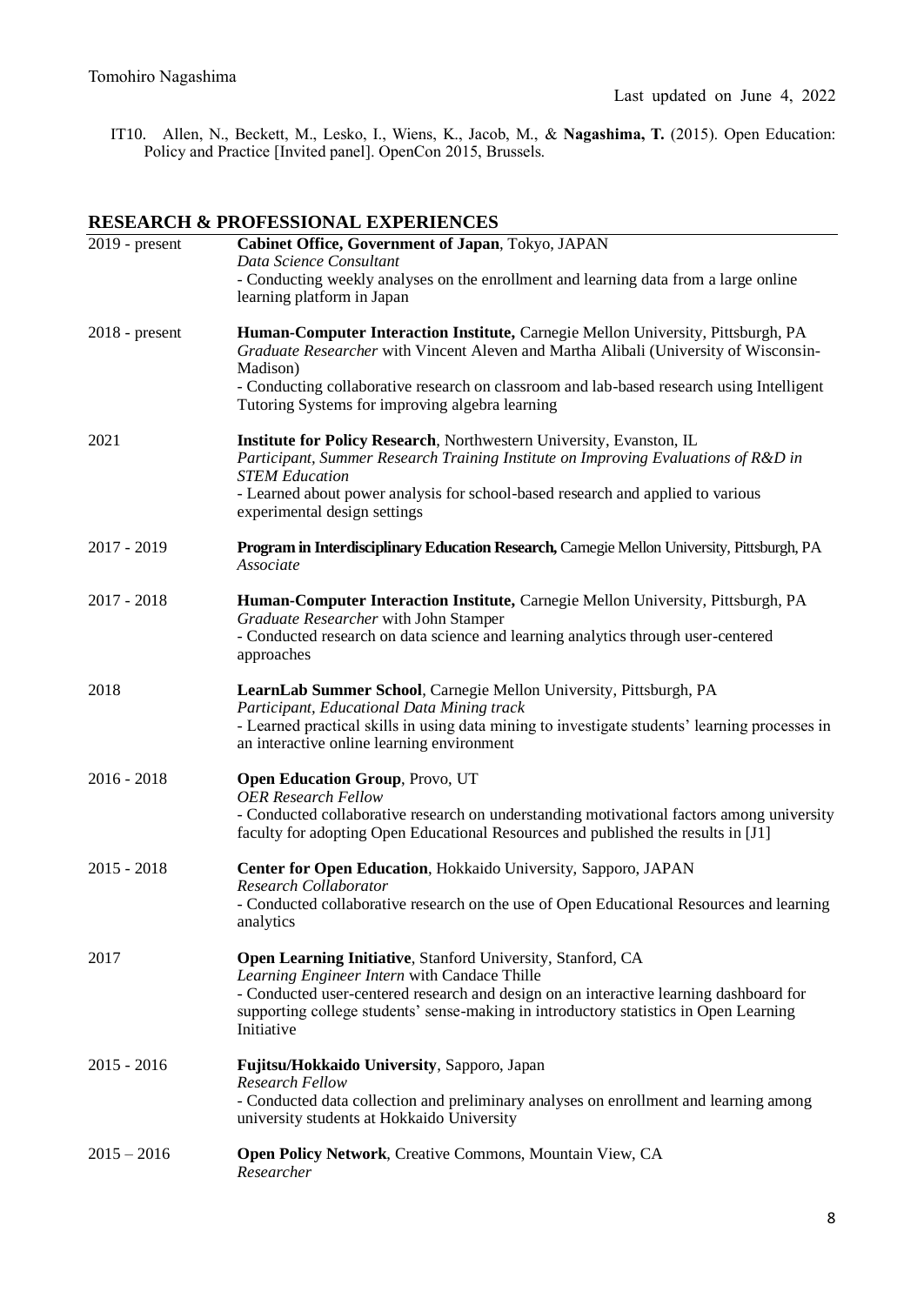IT10. Allen, N., Beckett, M., Lesko, I., Wiens, K., Jacob, M., & **Nagashima, T.** (2015). Open Education: Policy and Practice [Invited panel]. OpenCon 2015, Brussels.

## RESEARCH & PROFESSIONAL EXPERIENCES

**2019 - present** — **Cabinet Office, Government of Japan**, Tokyo, JAPAN
*Data Science Consultant*
- Conducting weekly analyses on the enrollment and learning data from a large online learning platform in Japan

**2018 - present** — **Human-Computer Interaction Institute,** Carnegie Mellon University, Pittsburgh, PA
*Graduate Researcher* with Vincent Aleven and Martha Alibali (University of Wisconsin-Madison)
- Conducting collaborative research on classroom and lab-based research using Intelligent Tutoring Systems for improving algebra learning

**2021** — **Institute for Policy Research**, Northwestern University, Evanston, IL
*Participant, Summer Research Training Institute on Improving Evaluations of R&D in STEM Education*
- Learned about power analysis for school-based research and applied to various experimental design settings

**2017 - 2019** — **Program in Interdisciplinary Education Research,** Carnegie Mellon University, Pittsburgh, PA
*Associate*

**2017 - 2018** — **Human-Computer Interaction Institute,** Carnegie Mellon University, Pittsburgh, PA
*Graduate Researcher* with John Stamper
- Conducted research on data science and learning analytics through user-centered approaches

**2018** — **LearnLab Summer School**, Carnegie Mellon University, Pittsburgh, PA
*Participant, Educational Data Mining track*
- Learned practical skills in using data mining to investigate students' learning processes in an interactive online learning environment

**2016 - 2018** — **Open Education Group**, Provo, UT
*OER Research Fellow*
- Conducted collaborative research on understanding motivational factors among university faculty for adopting Open Educational Resources and published the results in [J1]

**2015 - 2018** — **Center for Open Education**, Hokkaido University, Sapporo, JAPAN
*Research Collaborator*
- Conducted collaborative research on the use of Open Educational Resources and learning analytics

**2017** — **Open Learning Initiative**, Stanford University, Stanford, CA
*Learning Engineer Intern* with Candace Thille
- Conducted user-centered research and design on an interactive learning dashboard for supporting college students' sense-making in introductory statistics in Open Learning Initiative

**2015 - 2016** — **Fujitsu/Hokkaido University**, Sapporo, Japan
*Research Fellow*
- Conducted data collection and preliminary analyses on enrollment and learning among university students at Hokkaido University

**2015 – 2016** — **Open Policy Network**, Creative Commons, Mountain View, CA
*Researcher*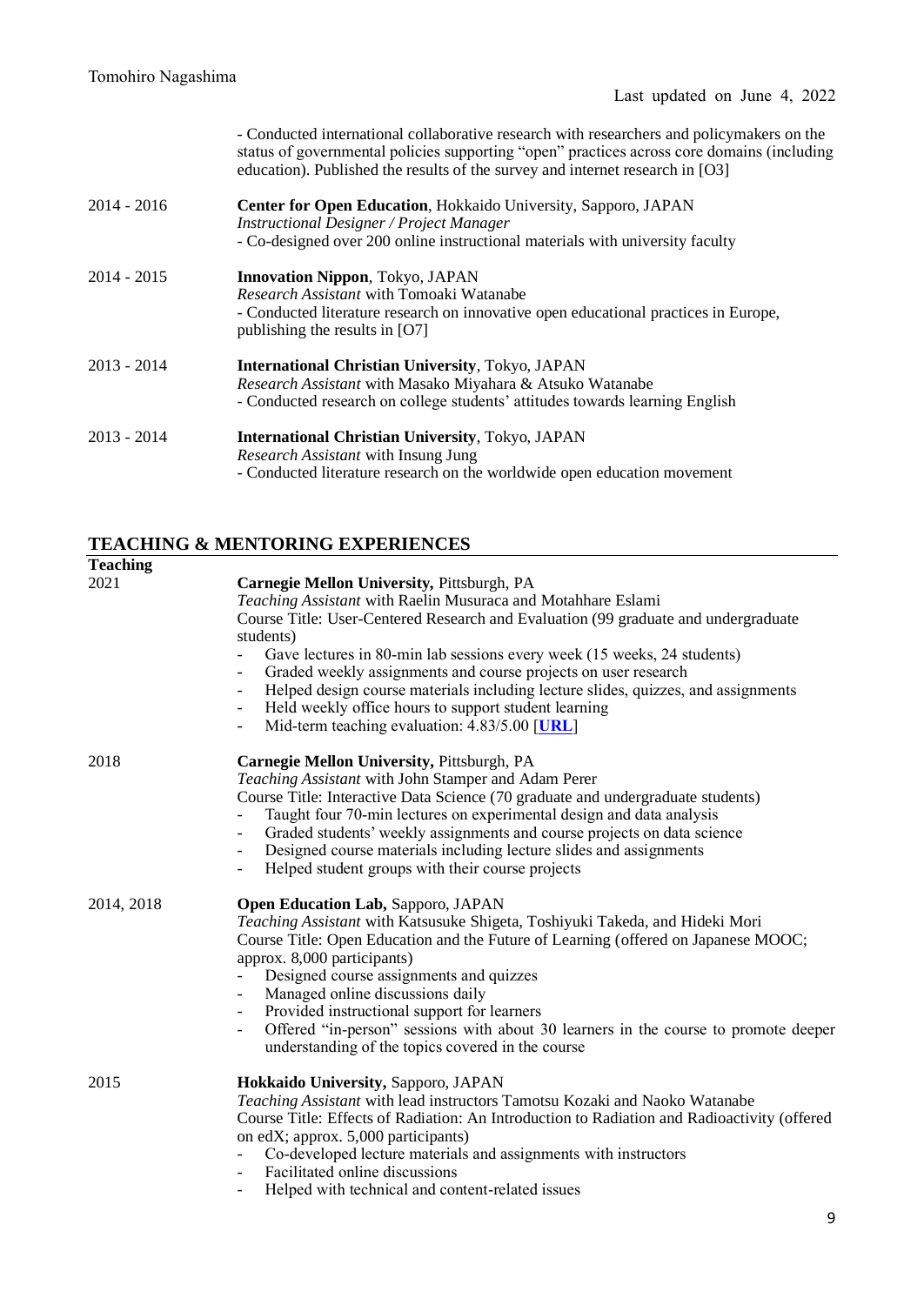- Conducted international collaborative research with researchers and policymakers on the status of governmental policies supporting "open" practices across core domains (including education). Published the results of the survey and internet research in [O3]

2014 - 2016 **Center for Open Education**, Hokkaido University, Sapporo, JAPAN
*Instructional Designer / Project Manager*
- Co-designed over 200 online instructional materials with university faculty

2014 - 2015 **Innovation Nippon**, Tokyo, JAPAN
*Research Assistant* with Tomoaki Watanabe
- Conducted literature research on innovative open educational practices in Europe, publishing the results in [O7]

2013 - 2014 **International Christian University**, Tokyo, JAPAN
*Research Assistant* with Masako Miyahara & Atsuko Watanabe
- Conducted research on college students' attitudes towards learning English

2013 - 2014 **International Christian University**, Tokyo, JAPAN
*Research Assistant* with Insung Jung
- Conducted literature research on the worldwide open education movement

## TEACHING & MENTORING EXPERIENCES

**Teaching**

2021 **Carnegie Mellon University,** Pittsburgh, PA
*Teaching Assistant* with Raelin Musuraca and Motahhare Eslami
Course Title: User-Centered Research and Evaluation (99 graduate and undergraduate students)
- Gave lectures in 80-min lab sessions every week (15 weeks, 24 students)
- Graded weekly assignments and course projects on user research
- Helped design course materials including lecture slides, quizzes, and assignments
- Held weekly office hours to support student learning
- Mid-term teaching evaluation: 4.83/5.00 [**URL**]

2018 **Carnegie Mellon University,** Pittsburgh, PA
*Teaching Assistant* with John Stamper and Adam Perer
Course Title: Interactive Data Science (70 graduate and undergraduate students)
- Taught four 70-min lectures on experimental design and data analysis
- Graded students' weekly assignments and course projects on data science
- Designed course materials including lecture slides and assignments
- Helped student groups with their course projects

2014, 2018 **Open Education Lab,** Sapporo, JAPAN
*Teaching Assistant* with Katsusuke Shigeta, Toshiyuki Takeda, and Hideki Mori
Course Title: Open Education and the Future of Learning (offered on Japanese MOOC; approx. 8,000 participants)
- Designed course assignments and quizzes
- Managed online discussions daily
- Provided instructional support for learners
- Offered "in-person" sessions with about 30 learners in the course to promote deeper understanding of the topics covered in the course

2015 **Hokkaido University,** Sapporo, JAPAN
*Teaching Assistant* with lead instructors Tamotsu Kozaki and Naoko Watanabe
Course Title: Effects of Radiation: An Introduction to Radiation and Radioactivity (offered on edX; approx. 5,000 participants)
- Co-developed lecture materials and assignments with instructors
- Facilitated online discussions
- Helped with technical and content-related issues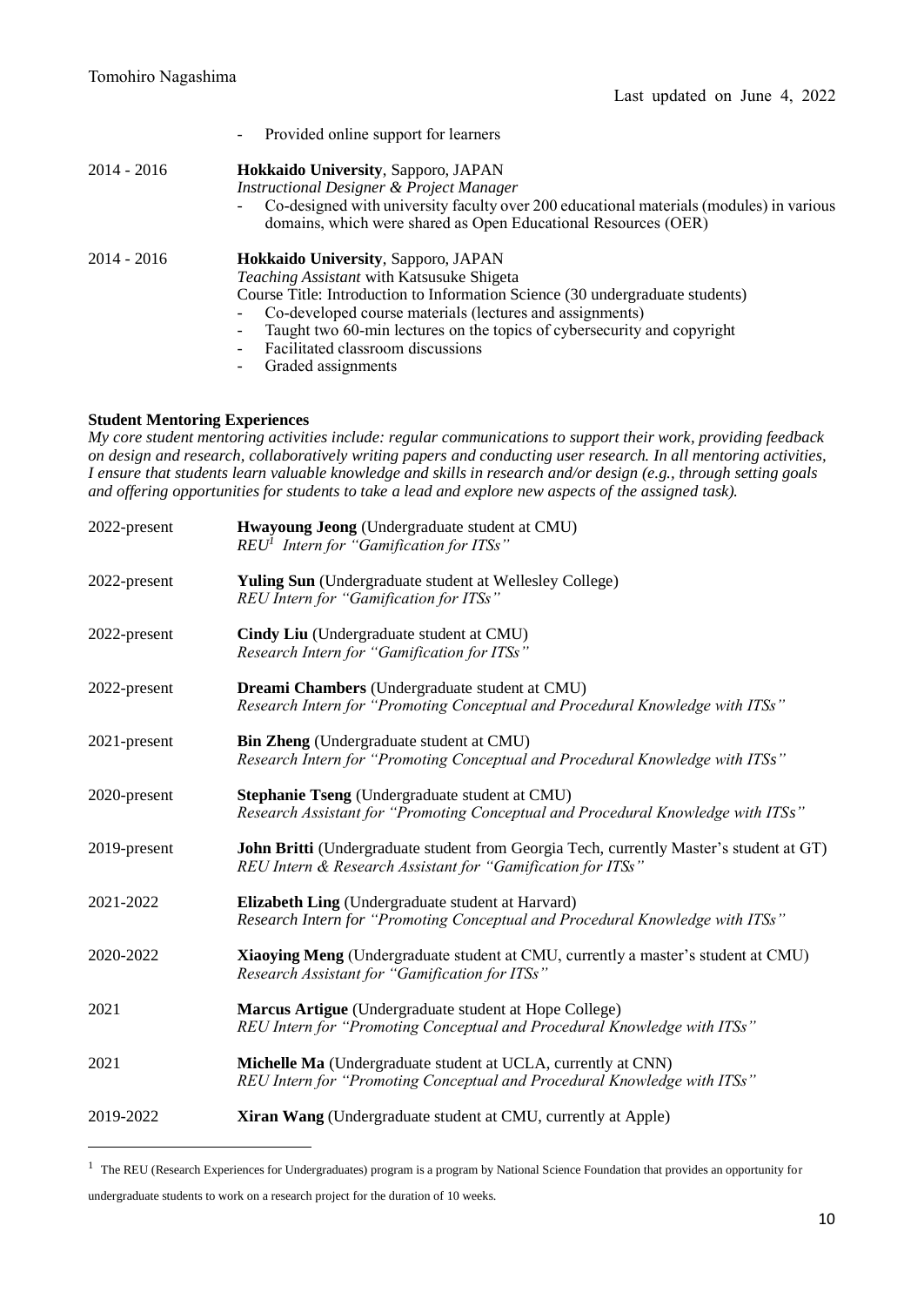- Provided online support for learners

2014 - 2016 **Hokkaido University**, Sapporo, JAPAN
*Instructional Designer & Project Manager*
- Co-designed with university faculty over 200 educational materials (modules) in various domains, which were shared as Open Educational Resources (OER)

2014 - 2016 **Hokkaido University**, Sapporo, JAPAN
*Teaching Assistant* with Katsusuke Shigeta
Course Title: Introduction to Information Science (30 undergraduate students)
- Co-developed course materials (lectures and assignments)
- Taught two 60-min lectures on the topics of cybersecurity and copyright
- Facilitated classroom discussions
- Graded assignments

**Student Mentoring Experiences**

*My core student mentoring activities include: regular communications to support their work, providing feedback on design and research, collaboratively writing papers and conducting user research. In all mentoring activities, I ensure that students learn valuable knowledge and skills in research and/or design (e.g., through setting goals and offering opportunities for students to take a lead and explore new aspects of the assigned task).*

2022-present **Hwayoung Jeong** (Undergraduate student at CMU)
*REU[1] Intern for "Gamification for ITSs"*

2022-present **Yuling Sun** (Undergraduate student at Wellesley College)
*REU Intern for "Gamification for ITSs"*

2022-present **Cindy Liu** (Undergraduate student at CMU)
*Research Intern for "Gamification for ITSs"*

2022-present **Dreami Chambers** (Undergraduate student at CMU)
*Research Intern for "Promoting Conceptual and Procedural Knowledge with ITSs"*

2021-present **Bin Zheng** (Undergraduate student at CMU)
*Research Intern for "Promoting Conceptual and Procedural Knowledge with ITSs"*

2020-present **Stephanie Tseng** (Undergraduate student at CMU)
*Research Assistant for "Promoting Conceptual and Procedural Knowledge with ITSs"*

2019-present **John Britti** (Undergraduate student from Georgia Tech, currently Master's student at GT)
*REU Intern & Research Assistant for "Gamification for ITSs"*

2021-2022 **Elizabeth Ling** (Undergraduate student at Harvard)
*Research Intern for "Promoting Conceptual and Procedural Knowledge with ITSs"*

2020-2022 **Xiaoying Meng** (Undergraduate student at CMU, currently a master's student at CMU)
*Research Assistant for "Gamification for ITSs"*

2021 **Marcus Artigue** (Undergraduate student at Hope College)
*REU Intern for "Promoting Conceptual and Procedural Knowledge with ITSs"*

2021 **Michelle Ma** (Undergraduate student at UCLA, currently at CNN)
*REU Intern for "Promoting Conceptual and Procedural Knowledge with ITSs"*

2019-2022 **Xiran Wang** (Undergraduate student at CMU, currently at Apple)

---

[1] The REU (Research Experiences for Undergraduates) program is a program by National Science Foundation that provides an opportunity for undergraduate students to work on a research project for the duration of 10 weeks.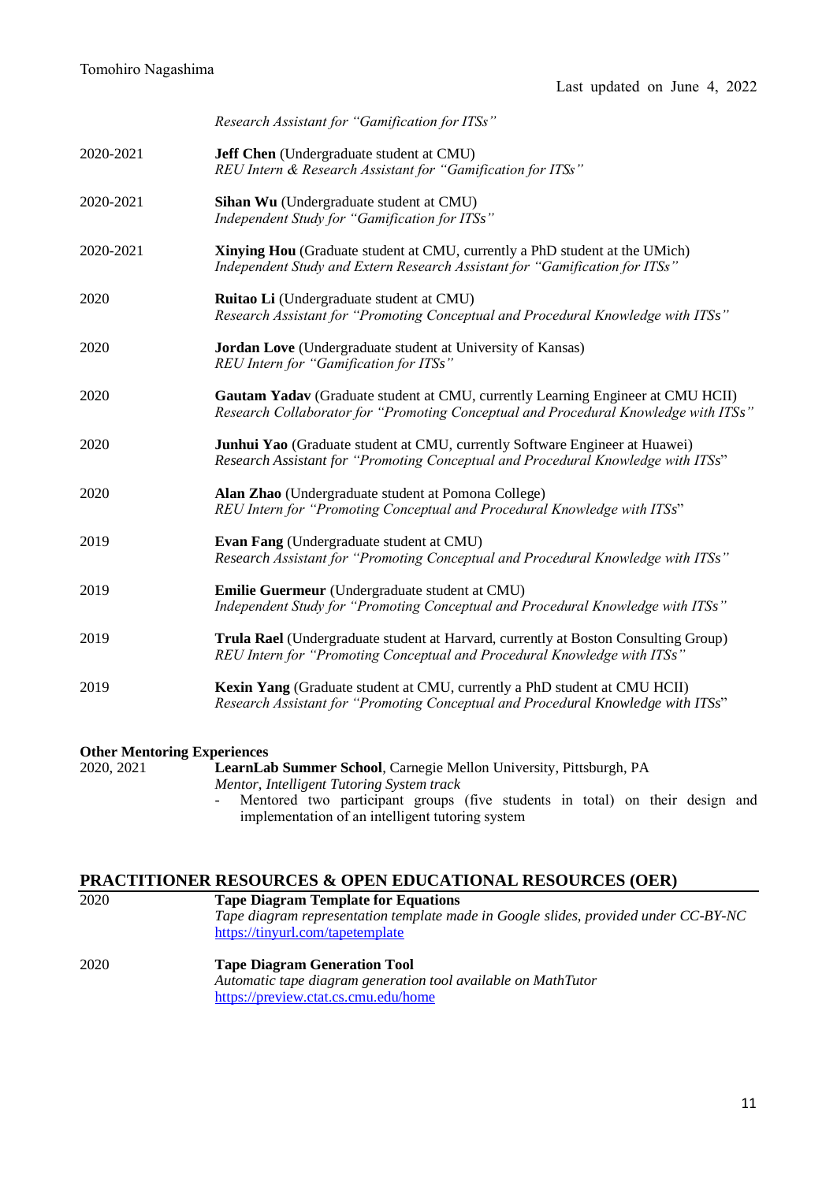*Research Assistant for "Gamification for ITSs"*

2020-2021 **Jeff Chen** (Undergraduate student at CMU)
*REU Intern & Research Assistant for "Gamification for ITSs"*

2020-2021 **Sihan Wu** (Undergraduate student at CMU)
*Independent Study for "Gamification for ITSs"*

2020-2021 **Xinying Hou** (Graduate student at CMU, currently a PhD student at the UMich)
*Independent Study and Extern Research Assistant for "Gamification for ITSs"*

2020 **Ruitao Li** (Undergraduate student at CMU)
*Research Assistant for "Promoting Conceptual and Procedural Knowledge with ITSs"*

2020 **Jordan Love** (Undergraduate student at University of Kansas)
*REU Intern for "Gamification for ITSs"*

2020 **Gautam Yadav** (Graduate student at CMU, currently Learning Engineer at CMU HCII)
*Research Collaborator for "Promoting Conceptual and Procedural Knowledge with ITSs"*

2020 **Junhui Yao** (Graduate student at CMU, currently Software Engineer at Huawei)
*Research Assistant for "Promoting Conceptual and Procedural Knowledge with ITSs"*

2020 **Alan Zhao** (Undergraduate student at Pomona College)
*REU Intern for "Promoting Conceptual and Procedural Knowledge with ITSs"*

2019 **Evan Fang** (Undergraduate student at CMU)
*Research Assistant for "Promoting Conceptual and Procedural Knowledge with ITSs"*

2019 **Emilie Guermeur** (Undergraduate student at CMU)
*Independent Study for "Promoting Conceptual and Procedural Knowledge with ITSs"*

2019 **Trula Rael** (Undergraduate student at Harvard, currently at Boston Consulting Group)
*REU Intern for "Promoting Conceptual and Procedural Knowledge with ITSs"*

2019 **Kexin Yang** (Graduate student at CMU, currently a PhD student at CMU HCII)
*Research Assistant for "Promoting Conceptual and Procedural Knowledge with ITSs"*

**Other Mentoring Experiences**

2020, 2021 **LearnLab Summer School**, Carnegie Mellon University, Pittsburgh, PA
*Mentor, Intelligent Tutoring System track*
- Mentored two participant groups (five students in total) on their design and implementation of an intelligent tutoring system

## PRACTITIONER RESOURCES & OPEN EDUCATIONAL RESOURCES (OER)

2020 **Tape Diagram Template for Equations**
*Tape diagram representation template made in Google slides, provided under CC-BY-NC*
https://tinyurl.com/tapetemplate

2020 **Tape Diagram Generation Tool**
*Automatic tape diagram generation tool available on MathTutor*
https://preview.ctat.cs.cmu.edu/home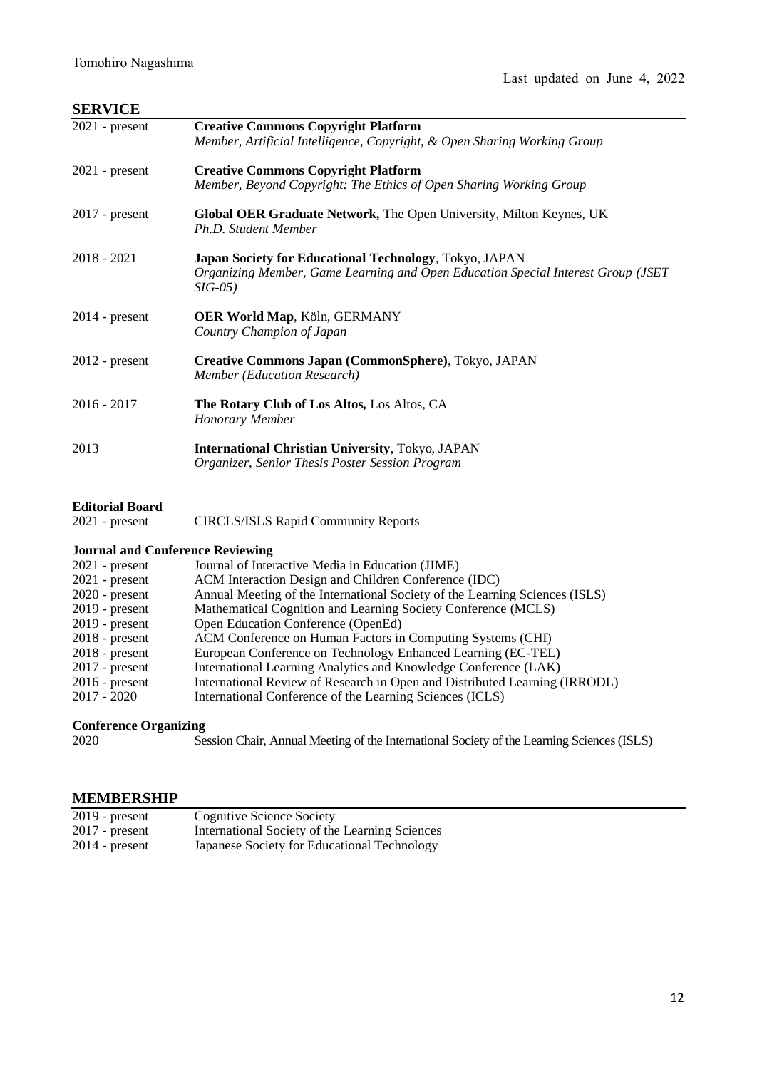## SERVICE

| | |
|---|---|
| 2021 - present | **Creative Commons Copyright Platform**<br>*Member, Artificial Intelligence, Copyright, & Open Sharing Working Group* |
| 2021 - present | **Creative Commons Copyright Platform**<br>*Member, Beyond Copyright: The Ethics of Open Sharing Working Group* |
| 2017 - present | **Global OER Graduate Network,** The Open University, Milton Keynes, UK<br>*Ph.D. Student Member* |
| 2018 - 2021 | **Japan Society for Educational Technology**, Tokyo, JAPAN<br>*Organizing Member, Game Learning and Open Education Special Interest Group (JSET SIG-05)* |
| 2014 - present | **OER World Map**, Köln, GERMANY<br>*Country Champion of Japan* |
| 2012 - present | **Creative Commons Japan (CommonSphere)**, Tokyo, JAPAN<br>*Member (Education Research)* |
| 2016 - 2017 | **The Rotary Club of Los Altos,** Los Altos, CA<br>*Honorary Member* |
| 2013 | **International Christian University**, Tokyo, JAPAN<br>*Organizer, Senior Thesis Poster Session Program* |

**Editorial Board**

| | |
|---|---|
| 2021 - present | CIRCLS/ISLS Rapid Community Reports |

**Journal and Conference Reviewing**

| | |
|---|---|
| 2021 - present | Journal of Interactive Media in Education (JIME) |
| 2021 - present | ACM Interaction Design and Children Conference (IDC) |
| 2020 - present | Annual Meeting of the International Society of the Learning Sciences (ISLS) |
| 2019 - present | Mathematical Cognition and Learning Society Conference (MCLS) |
| 2019 - present | Open Education Conference (OpenEd) |
| 2018 - present | ACM Conference on Human Factors in Computing Systems (CHI) |
| 2018 - present | European Conference on Technology Enhanced Learning (EC-TEL) |
| 2017 - present | International Learning Analytics and Knowledge Conference (LAK) |
| 2016 - present | International Review of Research in Open and Distributed Learning (IRRODL) |
| 2017 - 2020 | International Conference of the Learning Sciences (ICLS) |

**Conference Organizing**

| | |
|---|---|
| 2020 | Session Chair, Annual Meeting of the International Society of the Learning Sciences (ISLS) |

## MEMBERSHIP

| | |
|---|---|
| 2019 - present | Cognitive Science Society |
| 2017 - present | International Society of the Learning Sciences |
| 2014 - present | Japanese Society for Educational Technology |